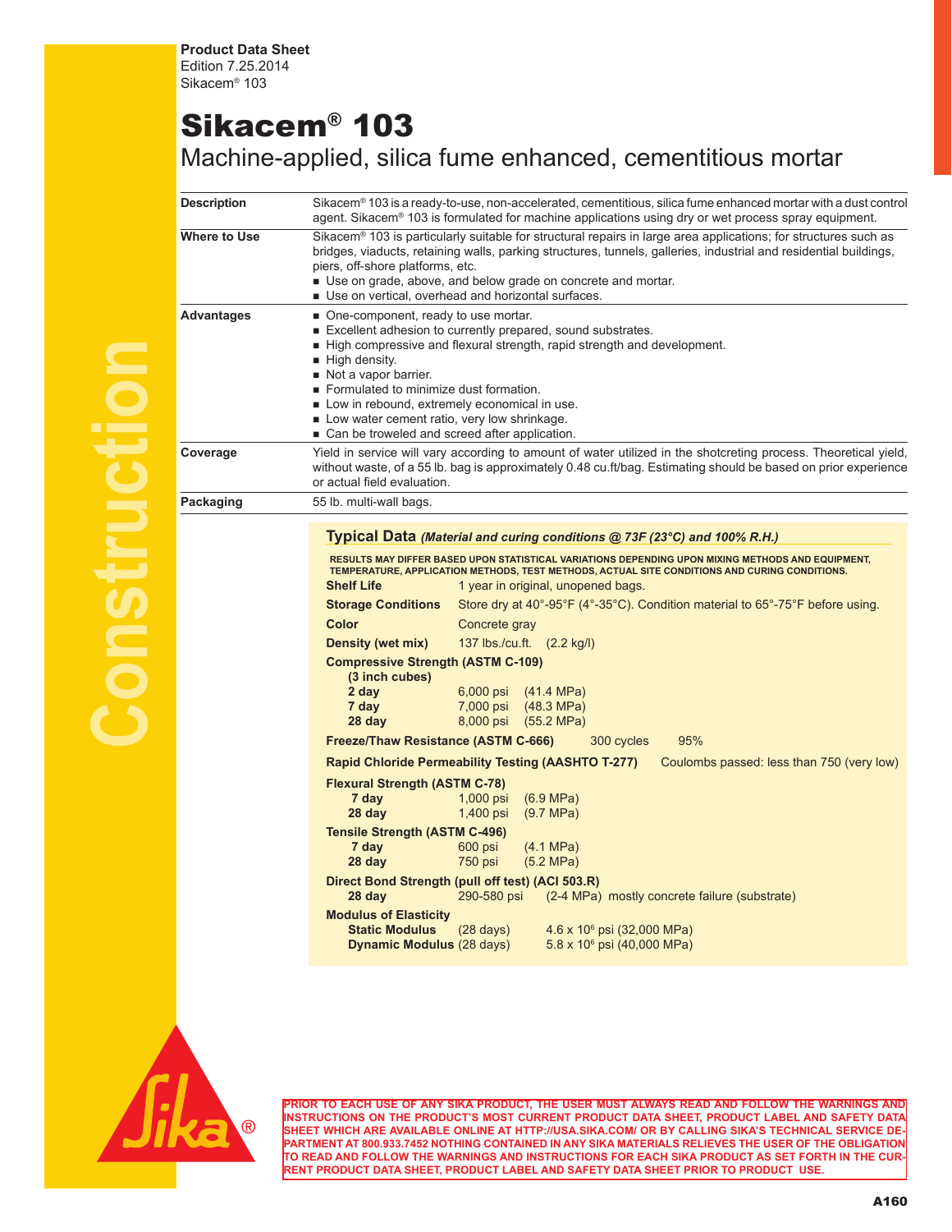**Product Data Sheet**
Edition 7.25.2014
Sikacem® 103

# Sikacem® 103

## Machine-applied, silica fume enhanced, cementitious mortar

**Description**

Sikacem® 103 is a ready-to-use, non-accelerated, cementitious, silica fume enhanced mortar with a dust control agent. Sikacem® 103 is formulated for machine applications using dry or wet process spray equipment.

**Where to Use**

Sikacem® 103 is particularly suitable for structural repairs in large area applications; for structures such as bridges, viaducts, retaining walls, parking structures, tunnels, galleries, industrial and residential buildings, piers, off-shore platforms, etc.

- Use on grade, above, and below grade on concrete and mortar.
- Use on vertical, overhead and horizontal surfaces.

**Advantages**

- One-component, ready to use mortar.
- Excellent adhesion to currently prepared, sound substrates.
- High compressive and flexural strength, rapid strength and development.
- High density.
- Not a vapor barrier.
- Formulated to minimize dust formation.
- Low in rebound, extremely economical in use.
- Low water cement ratio, very low shrinkage.
- Can be troweled and screed after application.

**Coverage**

Yield in service will vary according to amount of water utilized in the shotcreting process. Theoretical yield, without waste, of a 55 lb. bag is approximately 0.48 cu.ft/bag. Estimating should be based on prior experience or actual field evaluation.

**Packaging**

55 lb. multi-wall bags.

### Typical Data *(Material and curing conditions @ 73F (23°C) and 100% R.H.)*

RESULTS MAY DIFFER BASED UPON STATISTICAL VARIATIONS DEPENDING UPON MIXING METHODS AND EQUIPMENT, TEMPERATURE, APPLICATION METHODS, TEST METHODS, ACTUAL SITE CONDITIONS AND CURING CONDITIONS.

**Shelf Life**: 1 year in original, unopened bags.

**Storage Conditions**: Store dry at 40°-95°F (4°-35°C). Condition material to 65°-75°F before using.

**Color**: Concrete gray

**Density (wet mix)**: 137 lbs./cu.ft. (2.2 kg/l)

**Compressive Strength (ASTM C-109)**
**(3 inch cubes)**

| Age | psi | MPa |
|---|---|---|
| **2 day** | 6,000 psi | (41.4 MPa) |
| **7 day** | 7,000 psi | (48.3 MPa) |
| **28 day** | 8,000 psi | (55.2 MPa) |

**Freeze/Thaw Resistance (ASTM C-666)**: 300 cycles 95%

**Rapid Chloride Permeability Testing (AASHTO T-277)**: Coulombs passed: less than 750 (very low)

**Flexural Strength (ASTM C-78)**

| Age | psi | MPa |
|---|---|---|
| **7 day** | 1,000 psi | (6.9 MPa) |
| **28 day** | 1,400 psi | (9.7 MPa) |

**Tensile Strength (ASTM C-496)**

| Age | psi | MPa |
|---|---|---|
| **7 day** | 600 psi | (4.1 MPa) |
| **28 day** | 750 psi | (5.2 MPa) |

**Direct Bond Strength (pull off test) (ACI 503.R)**

**28 day**: 290-580 psi (2-4 MPa) mostly concrete failure (substrate)

**Modulus of Elasticity**

| | | |
|---|---|---|
| **Static Modulus** | (28 days) | $4.6 \times 10^6$ psi (32,000 MPa) |
| **Dynamic Modulus** | (28 days) | $5.8 \times 10^6$ psi (40,000 MPa) |

PRIOR TO EACH USE OF ANY SIKA PRODUCT, THE USER MUST ALWAYS READ AND FOLLOW THE WARNINGS AND INSTRUCTIONS ON THE PRODUCT'S MOST CURRENT PRODUCT DATA SHEET, PRODUCT LABEL AND SAFETY DATA SHEET WHICH ARE AVAILABLE ONLINE AT HTTP://USA.SIKA.COM/ OR BY CALLING SIKA'S TECHNICAL SERVICE DEPARTMENT AT 800.933.7452 NOTHING CONTAINED IN ANY SIKA MATERIALS RELIEVES THE USER OF THE OBLIGATION TO READ AND FOLLOW THE WARNINGS AND INSTRUCTIONS FOR EACH SIKA PRODUCT AS SET FORTH IN THE CURRENT PRODUCT DATA SHEET, PRODUCT LABEL AND SAFETY DATA SHEET PRIOR TO PRODUCT USE.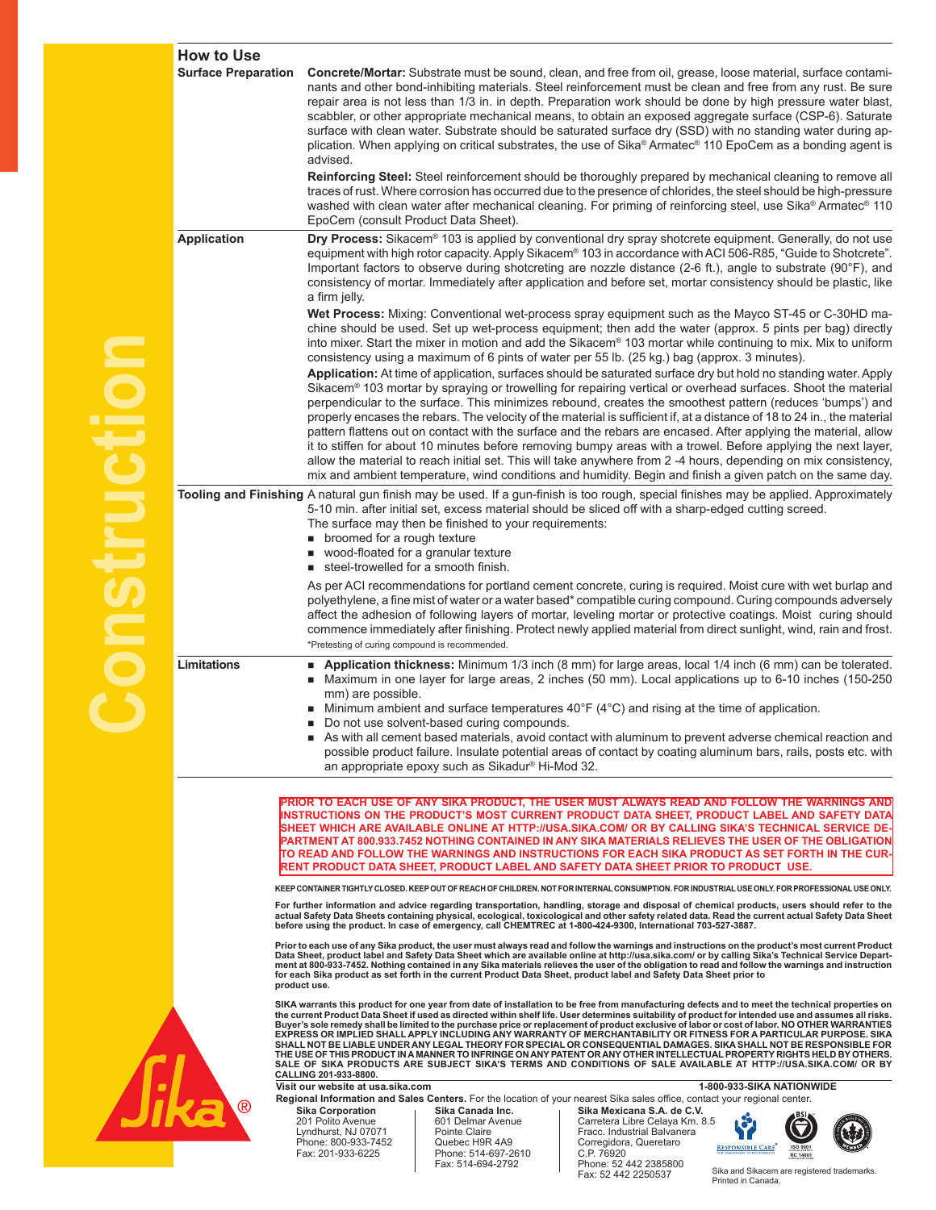## How to Use

**Surface Preparation**

**Concrete/Mortar:** Substrate must be sound, clean, and free from oil, grease, loose material, surface contaminants and other bond-inhibiting materials. Steel reinforcement must be clean and free from any rust. Be sure repair area is not less than 1/3 in. in depth. Preparation work should be done by high pressure water blast, scabbler, or other appropriate mechanical means, to obtain an exposed aggregate surface (CSP-6). Saturate surface with clean water. Substrate should be saturated surface dry (SSD) with no standing water during application. When applying on critical substrates, the use of Sika® Armatec® 110 EpoCem as a bonding agent is advised.

**Reinforcing Steel:** Steel reinforcement should be thoroughly prepared by mechanical cleaning to remove all traces of rust. Where corrosion has occurred due to the presence of chlorides, the steel should be high-pressure washed with clean water after mechanical cleaning. For priming of reinforcing steel, use Sika® Armatec® 110 EpoCem (consult Product Data Sheet).

**Application**

**Dry Process:** Sikacem® 103 is applied by conventional dry spray shotcrete equipment. Generally, do not use equipment with high rotor capacity. Apply Sikacem® 103 in accordance with ACI 506-R85, "Guide to Shotcrete". Important factors to observe during shotcreting are nozzle distance (2-6 ft.), angle to substrate (90°F), and consistency of mortar. Immediately after application and before set, mortar consistency should be plastic, like a firm jelly.

**Wet Process:** Mixing: Conventional wet-process spray equipment such as the Mayco ST-45 or C-30HD machine should be used. Set up wet-process equipment; then add the water (approx. 5 pints per bag) directly into mixer. Start the mixer in motion and add the Sikacem® 103 mortar while continuing to mix. Mix to uniform consistency using a maximum of 6 pints of water per 55 lb. (25 kg.) bag (approx. 3 minutes).

**Application:** At time of application, surfaces should be saturated surface dry but hold no standing water. Apply Sikacem® 103 mortar by spraying or trowelling for repairing vertical or overhead surfaces. Shoot the material perpendicular to the surface. This minimizes rebound, creates the smoothest pattern (reduces 'bumps') and properly encases the rebars. The velocity of the material is sufficient if, at a distance of 18 to 24 in., the material pattern flattens out on contact with the surface and the rebars are encased. After applying the material, allow it to stiffen for about 10 minutes before removing bumpy areas with a trowel. Before applying the next layer, allow the material to reach initial set. This will take anywhere from 2 -4 hours, depending on mix consistency, mix and ambient temperature, wind conditions and humidity. Begin and finish a given patch on the same day.

**Tooling and Finishing**

A natural gun finish may be used. If a gun-finish is too rough, special finishes may be applied. Approximately 5-10 min. after initial set, excess material should be sliced off with a sharp-edged cutting screed. The surface may then be finished to your requirements:

- broomed for a rough texture
- wood-floated for a granular texture
- steel-trowelled for a smooth finish.

As per ACI recommendations for portland cement concrete, curing is required. Moist cure with wet burlap and polyethylene, a fine mist of water or a water based* compatible curing compound. Curing compounds adversely affect the adhesion of following layers of mortar, leveling mortar or protective coatings. Moist curing should commence immediately after finishing. Protect newly applied material from direct sunlight, wind, rain and frost.

*Pretesting of curing compound is recommended.

**Limitations**

- **Application thickness:** Minimum 1/3 inch (8 mm) for large areas, local 1/4 inch (6 mm) can be tolerated.
- Maximum in one layer for large areas, 2 inches (50 mm). Local applications up to 6-10 inches (150-250 mm) are possible.
- Minimum ambient and surface temperatures 40°F (4°C) and rising at the time of application.
- Do not use solvent-based curing compounds.
- As with all cement based materials, avoid contact with aluminum to prevent adverse chemical reaction and possible product failure. Insulate potential areas of contact by coating aluminum bars, rails, posts etc. with an appropriate epoxy such as Sikadur® Hi-Mod 32.

**PRIOR TO EACH USE OF ANY SIKA PRODUCT, THE USER MUST ALWAYS READ AND FOLLOW THE WARNINGS AND INSTRUCTIONS ON THE PRODUCT'S MOST CURRENT PRODUCT DATA SHEET, PRODUCT LABEL AND SAFETY DATA SHEET WHICH ARE AVAILABLE ONLINE AT HTTP://USA.SIKA.COM/ OR BY CALLING SIKA'S TECHNICAL SERVICE DEPARTMENT AT 800.933.7452 NOTHING CONTAINED IN ANY SIKA MATERIALS RELIEVES THE USER OF THE OBLIGATION TO READ AND FOLLOW THE WARNINGS AND INSTRUCTIONS FOR EACH SIKA PRODUCT AS SET FORTH IN THE CURRENT PRODUCT DATA SHEET, PRODUCT LABEL AND SAFETY DATA SHEET PRIOR TO PRODUCT USE.**

**KEEP CONTAINER TIGHTLY CLOSED. KEEP OUT OF REACH OF CHILDREN. NOT FOR INTERNAL CONSUMPTION. FOR INDUSTRIAL USE ONLY. FOR PROFESSIONAL USE ONLY.**

**For further information and advice regarding transportation, handling, storage and disposal of chemical products, users should refer to the actual Safety Data Sheets containing physical, ecological, toxicological and other safety related data. Read the current actual Safety Data Sheet before using the product. In case of emergency, call CHEMTREC at 1-800-424-9300, International 703-527-3887.**

**Prior to each use of any Sika product, the user must always read and follow the warnings and instructions on the product's most current Product Data Sheet, product label and Safety Data Sheet which are available online at http://usa.sika.com/ or by calling Sika's Technical Service Department at 800-933-7452. Nothing contained in any Sika materials relieves the user of the obligation to read and follow the warnings and instruction for each Sika product as set forth in the current Product Data Sheet, product label and Safety Data Sheet prior to product use.**

**SIKA warrants this product for one year from date of installation to be free from manufacturing defects and to meet the technical properties on the current Product Data Sheet if used as directed within shelf life. User determines suitability of product for intended use and assumes all risks. Buyer's sole remedy shall be limited to the purchase price or replacement of product exclusive of labor or cost of labor. NO OTHER WARRANTIES EXPRESS OR IMPLIED SHALL APPLY INCLUDING ANY WARRANTY OF MERCHANTABILITY OR FITNESS FOR A PARTICULAR PURPOSE. SIKA SHALL NOT BE LIABLE UNDER ANY LEGAL THEORY FOR SPECIAL OR CONSEQUENTIAL DAMAGES. SIKA SHALL NOT BE RESPONSIBLE FOR THE USE OF THIS PRODUCT IN A MANNER TO INFRINGE ON ANY PATENT OR ANY OTHER INTELLECTUAL PROPERTY RIGHTS HELD BY OTHERS. SALE OF SIKA PRODUCTS ARE SUBJECT SIKA'S TERMS AND CONDITIONS OF SALE AVAILABLE AT HTTP://USA.SIKA.COM OR BY CALLING 201-933-8800.**

**Visit our website at usa.sika.com** — **1-800-933-SIKA NATIONWIDE**

**Regional Information and Sales Centers.** For the location of your nearest Sika sales office, contact your regional center.

**Sika Corporation**
201 Polito Avenue
Lyndhurst, NJ 07071
Phone: 800-933-7452
Fax: 201-933-6225

**Sika Canada Inc.**
601 Delmar Avenue
Pointe Claire
Quebec H9R 4A9
Phone: 514-697-2610
Fax: 514-694-2792

**Sika Mexicana S.A. de C.V.**
Carretera Libre Celaya Km. 8.5
Fracc. Industrial Balvanera
Corregidora, Queretaro
C.P. 76920
Phone: 52 442 2385800
Fax: 52 442 2250537

Sika and Sikacem are registered trademarks.
Printed in Canada.